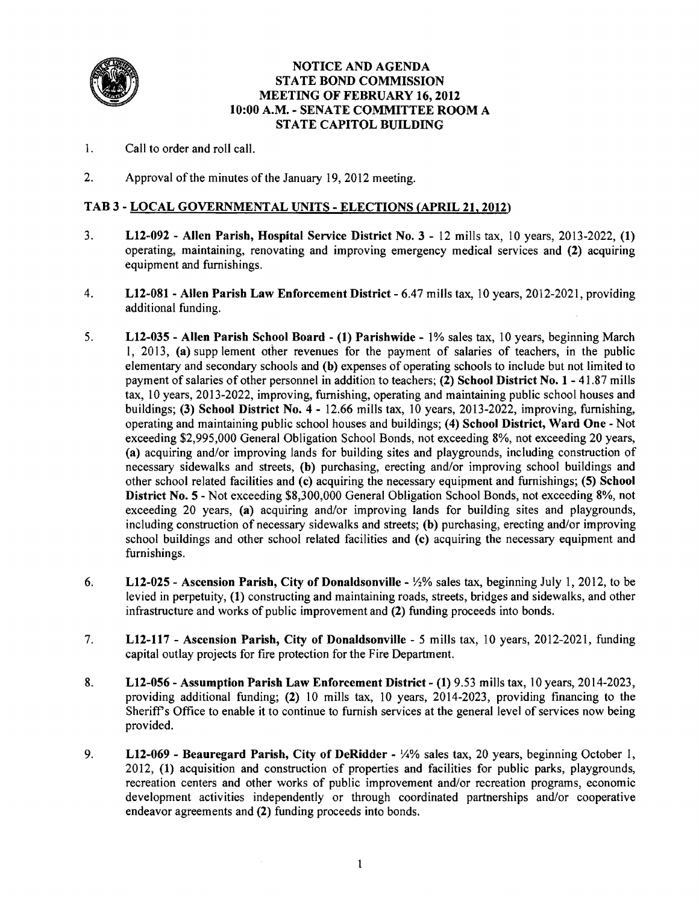# NOTICE AND AGENDA
# STATE BOND COMMISSION
# MEETING OF FEBRUARY 16, 2012
# 10:00 A.M. - SENATE COMMITTEE ROOM A
# STATE CAPITOL BUILDING

1. Call to order and roll call.

2. Approval of the minutes of the January 19, 2012 meeting.

## TAB 3 - LOCAL GOVERNMENTAL UNITS - ELECTIONS (APRIL 21, 2012)

3. **L12-092 - Allen Parish, Hospital Service District No. 3** - 12 mills tax, 10 years, 2013-2022, **(1)** operating, maintaining, renovating and improving emergency medical services and **(2)** acquiring equipment and furnishings.

4. **L12-081 - Allen Parish Law Enforcement District** - 6.47 mills tax, 10 years, 2012-2021, providing additional funding.

5. **L12-035 - Allen Parish School Board - (1) Parishwide** - 1% sales tax, 10 years, beginning March 1, 2013, **(a)** supp lement other revenues for the payment of salaries of teachers, in the public elementary and secondary schools and **(b)** expenses of operating schools to include but not limited to payment of salaries of other personnel in addition to teachers; **(2) School District No. 1** - 41.87 mills tax, 10 years, 2013-2022, improving, furnishing, operating and maintaining public school houses and buildings; **(3) School District No. 4** - 12.66 mills tax, 10 years, 2013-2022, improving, furnishing, operating and maintaining public school houses and buildings; **(4) School District, Ward One** - Not exceeding $2,995,000 General Obligation School Bonds, not exceeding 8%, not exceeding 20 years, **(a)** acquiring and/or improving lands for building sites and playgrounds, including construction of necessary sidewalks and streets, **(b)** purchasing, erecting and/or improving school buildings and other school related facilities and **(c)** acquiring the necessary equipment and furnishings; **(5) School District No. 5** - Not exceeding $8,300,000 General Obligation School Bonds, not exceeding 8%, not exceeding 20 years, **(a)** acquiring and/or improving lands for building sites and playgrounds, including construction of necessary sidewalks and streets; **(b)** purchasing, erecting and/or improving school buildings and other school related facilities and **(c)** acquiring the necessary equipment and furnishings.

6. **L12-025 - Ascension Parish, City of Donaldsonville** - ½% sales tax, beginning July 1, 2012, to be levied in perpetuity, **(1)** constructing and maintaining roads, streets, bridges and sidewalks, and other infrastructure and works of public improvement and **(2)** funding proceeds into bonds.

7. **L12-117 - Ascension Parish, City of Donaldsonville** - 5 mills tax, 10 years, 2012-2021, funding capital outlay projects for fire protection for the Fire Department.

8. **L12-056 - Assumption Parish Law Enforcement District - (1)** 9.53 mills tax, 10 years, 2014-2023, providing additional funding; **(2)** 10 mills tax, 10 years, 2014-2023, providing financing to the Sheriff's Office to enable it to continue to furnish services at the general level of services now being provided.

9. **L12-069 - Beauregard Parish, City of DeRidder** - ¼% sales tax, 20 years, beginning October 1, 2012, **(1)** acquisition and construction of properties and facilities for public parks, playgrounds, recreation centers and other works of public improvement and/or recreation programs, economic development activities independently or through coordinated partnerships and/or cooperative endeavor agreements and **(2)** funding proceeds into bonds.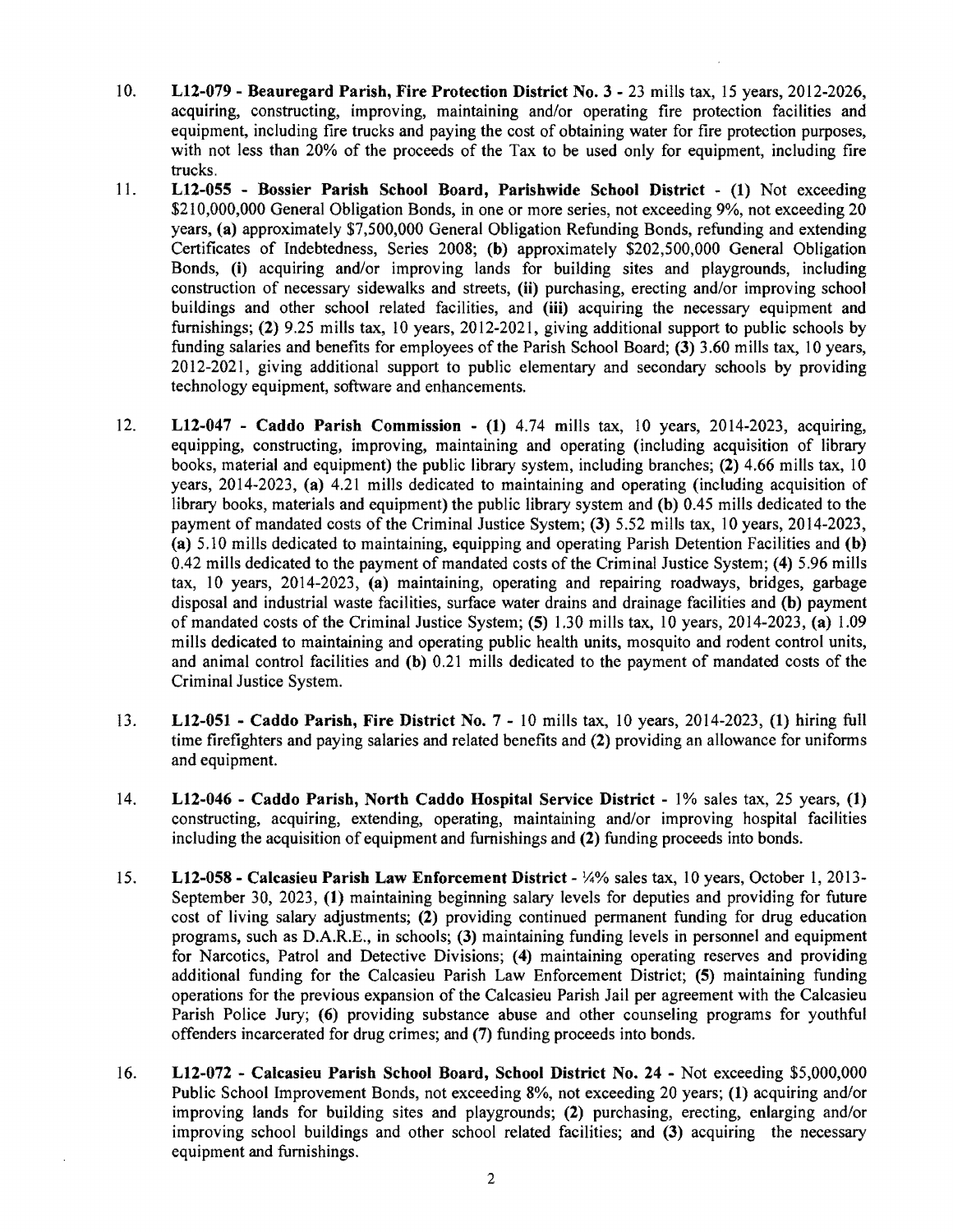10. **L12-079 - Beauregard Parish, Fire Protection District No. 3 -** 23 mills tax, 15 years, 2012-2026, acquiring, constructing, improving, maintaining and/or operating fire protection facilities and equipment, including fire trucks and paying the cost of obtaining water for fire protection purposes, with not less than 20% of the proceeds of the Tax to be used only for equipment, including fire trucks.

11. **L12-055 - Bossier Parish School Board, Parishwide School District -** **(1)** Not exceeding $210,000,000 General Obligation Bonds, in one or more series, not exceeding 9%, not exceeding 20 years, **(a)** approximately $7,500,000 General Obligation Refunding Bonds, refunding and extending Certificates of Indebtedness, Series 2008; **(b)** approximately $202,500,000 General Obligation Bonds, **(i)** acquiring and/or improving lands for building sites and playgrounds, including construction of necessary sidewalks and streets, **(ii)** purchasing, erecting and/or improving school buildings and other school related facilities, and **(iii)** acquiring the necessary equipment and furnishings; **(2)** 9.25 mills tax, 10 years, 2012-2021, giving additional support to public schools by funding salaries and benefits for employees of the Parish School Board; **(3)** 3.60 mills tax, 10 years, 2012-2021, giving additional support to public elementary and secondary schools by providing technology equipment, software and enhancements.

12. **L12-047 - Caddo Parish Commission - (1)** 4.74 mills tax, 10 years, 2014-2023, acquiring, equipping, constructing, improving, maintaining and operating (including acquisition of library books, material and equipment) the public library system, including branches; **(2)** 4.66 mills tax, 10 years, 2014-2023, **(a)** 4.21 mills dedicated to maintaining and operating (including acquisition of library books, materials and equipment) the public library system and **(b)** 0.45 mills dedicated to the payment of mandated costs of the Criminal Justice System; **(3)** 5.52 mills tax, 10 years, 2014-2023, **(a)** 5.10 mills dedicated to maintaining, equipping and operating Parish Detention Facilities and **(b)** 0.42 mills dedicated to the payment of mandated costs of the Criminal Justice System; **(4)** 5.96 mills tax, 10 years, 2014-2023, **(a)** maintaining, operating and repairing roadways, bridges, garbage disposal and industrial waste facilities, surface water drains and drainage facilities and **(b)** payment of mandated costs of the Criminal Justice System; **(5)** 1.30 mills tax, 10 years, 2014-2023, **(a)** 1.09 mills dedicated to maintaining and operating public health units, mosquito and rodent control units, and animal control facilities and **(b)** 0.21 mills dedicated to the payment of mandated costs of the Criminal Justice System.

13. **L12-051 - Caddo Parish, Fire District No. 7 -** 10 mills tax, 10 years, 2014-2023, **(1)** hiring full time firefighters and paying salaries and related benefits and **(2)** providing an allowance for uniforms and equipment.

14. **L12-046 - Caddo Parish, North Caddo Hospital Service District -** 1% sales tax, 25 years, **(1)** constructing, acquiring, extending, operating, maintaining and/or improving hospital facilities including the acquisition of equipment and furnishings and **(2)** funding proceeds into bonds.

15. **L12-058 - Calcasieu Parish Law Enforcement District -** ¼% sales tax, 10 years, October 1, 2013-September 30, 2023, **(1)** maintaining beginning salary levels for deputies and providing for future cost of living salary adjustments; **(2)** providing continued permanent funding for drug education programs, such as D.A.R.E., in schools; **(3)** maintaining funding levels in personnel and equipment for Narcotics, Patrol and Detective Divisions; **(4)** maintaining operating reserves and providing additional funding for the Calcasieu Parish Law Enforcement District; **(5)** maintaining funding operations for the previous expansion of the Calcasieu Parish Jail per agreement with the Calcasieu Parish Police Jury; **(6)** providing substance abuse and other counseling programs for youthful offenders incarcerated for drug crimes; and **(7)** funding proceeds into bonds.

16. **L12-072 - Calcasieu Parish School Board, School District No. 24 -** Not exceeding $5,000,000 Public School Improvement Bonds, not exceeding 8%, not exceeding 20 years; **(1)** acquiring and/or improving lands for building sites and playgrounds; **(2)** purchasing, erecting, enlarging and/or improving school buildings and other school related facilities; and **(3)** acquiring the necessary equipment and furnishings.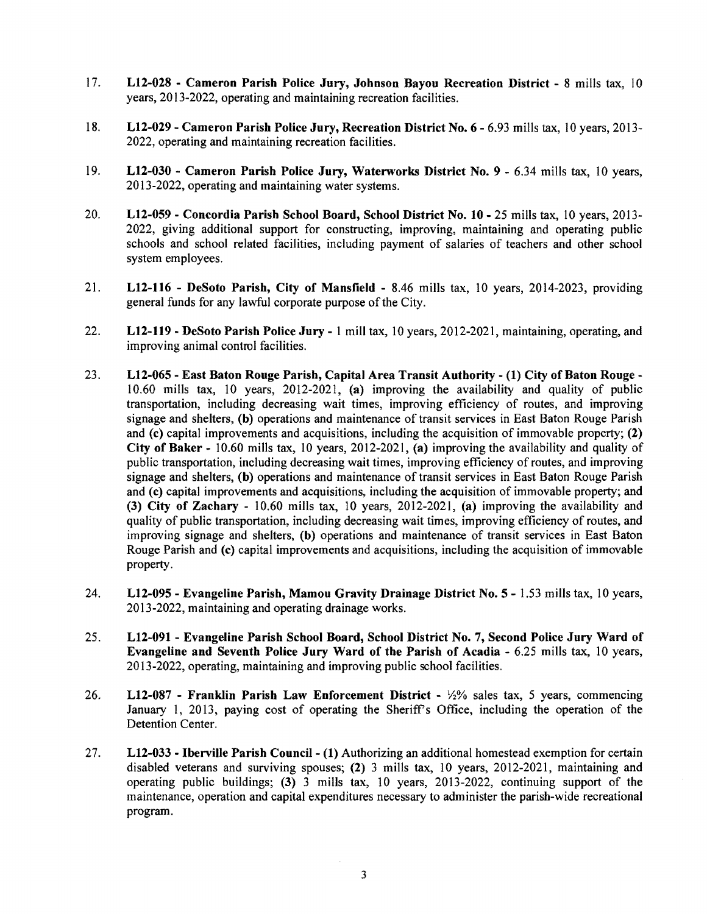17. **L12-028 - Cameron Parish Police Jury, Johnson Bayou Recreation District -** 8 mills tax, 10 years, 2013-2022, operating and maintaining recreation facilities.

18. **L12-029 - Cameron Parish Police Jury, Recreation District No. 6 -** 6.93 mills tax, 10 years, 2013-2022, operating and maintaining recreation facilities.

19. **L12-030 - Cameron Parish Police Jury, Waterworks District No. 9 -** 6.34 mills tax, 10 years, 2013-2022, operating and maintaining water systems.

20. **L12-059 - Concordia Parish School Board, School District No. 10 -** 25 mills tax, 10 years, 2013-2022, giving additional support for constructing, improving, maintaining and operating public schools and school related facilities, including payment of salaries of teachers and other school system employees.

21. **L12-116 - DeSoto Parish, City of Mansfield -** 8.46 mills tax, 10 years, 2014-2023, providing general funds for any lawful corporate purpose of the City.

22. **L12-119 - DeSoto Parish Police Jury -** 1 mill tax, 10 years, 2012-2021, maintaining, operating, and improving animal control facilities.

23. **L12-065 - East Baton Rouge Parish, Capital Area Transit Authority - (1) City of Baton Rouge -** 10.60 mills tax, 10 years, 2012-2021, **(a)** improving the availability and quality of public transportation, including decreasing wait times, improving efficiency of routes, and improving signage and shelters, **(b)** operations and maintenance of transit services in East Baton Rouge Parish and **(c)** capital improvements and acquisitions, including the acquisition of immovable property; **(2) City of Baker -** 10.60 mills tax, 10 years, 2012-2021, **(a)** improving the availability and quality of public transportation, including decreasing wait times, improving efficiency of routes, and improving signage and shelters, **(b)** operations and maintenance of transit services in East Baton Rouge Parish and **(c)** capital improvements and acquisitions, including the acquisition of immovable property; and **(3) City of Zachary** - 10.60 mills tax, 10 years, 2012-2021, **(a)** improving the availability and quality of public transportation, including decreasing wait times, improving efficiency of routes, and improving signage and shelters, **(b)** operations and maintenance of transit services in East Baton Rouge Parish and **(c)** capital improvements and acquisitions, including the acquisition of immovable property.

24. **L12-095 - Evangeline Parish, Mamou Gravity Drainage District No. 5 -** 1.53 mills tax, 10 years, 2013-2022, maintaining and operating drainage works.

25. **L12-091 - Evangeline Parish School Board, School District No. 7, Second Police Jury Ward of Evangeline and Seventh Police Jury Ward of the Parish of Acadia -** 6.25 mills tax, 10 years, 2013-2022, operating, maintaining and improving public school facilities.

26. **L12-087 - Franklin Parish Law Enforcement District -** ½% sales tax, 5 years, commencing January 1, 2013, paying cost of operating the Sheriff's Office, including the operation of the Detention Center.

27. **L12-033 - Iberville Parish Council - (1)** Authorizing an additional homestead exemption for certain disabled veterans and surviving spouses; **(2)** 3 mills tax, 10 years, 2012-2021, maintaining and operating public buildings; **(3)** 3 mills tax, 10 years, 2013-2022, continuing support of the maintenance, operation and capital expenditures necessary to administer the parish-wide recreational program.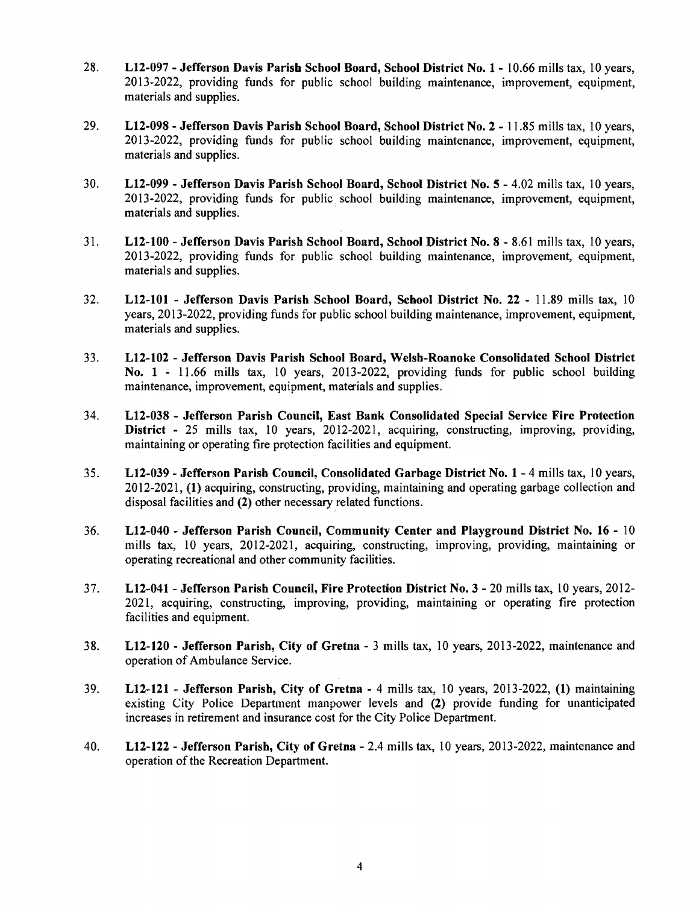28. **L12-097 - Jefferson Davis Parish School Board, School District No. 1 -** 10.66 mills tax, 10 years, 2013-2022, providing funds for public school building maintenance, improvement, equipment, materials and supplies.

29. **L12-098 - Jefferson Davis Parish School Board, School District No. 2 -** 11.85 mills tax, 10 years, 2013-2022, providing funds for public school building maintenance, improvement, equipment, materials and supplies.

30. **L12-099 - Jefferson Davis Parish School Board, School District No. 5 -** 4.02 mills tax, 10 years, 2013-2022, providing funds for public school building maintenance, improvement, equipment, materials and supplies.

31. **L12-100 - Jefferson Davis Parish School Board, School District No. 8 -** 8.61 mills tax, 10 years, 2013-2022, providing funds for public school building maintenance, improvement, equipment, materials and supplies.

32. **L12-101 - Jefferson Davis Parish School Board, School District No. 22 -** 11.89 mills tax, 10 years, 2013-2022, providing funds for public school building maintenance, improvement, equipment, materials and supplies.

33. **L12-102 - Jefferson Davis Parish School Board, Welsh-Roanoke Consolidated School District No. 1 -** 11.66 mills tax, 10 years, 2013-2022, providing funds for public school building maintenance, improvement, equipment, materials and supplies.

34. **L12-038 - Jefferson Parish Council, East Bank Consolidated Special Service Fire Protection District -** 25 mills tax, 10 years, 2012-2021, acquiring, constructing, improving, providing, maintaining or operating fire protection facilities and equipment.

35. **L12-039 - Jefferson Parish Council, Consolidated Garbage District No. 1 -** 4 mills tax, 10 years, 2012-2021, **(1)** acquiring, constructing, providing, maintaining and operating garbage collection and disposal facilities and **(2)** other necessary related functions.

36. **L12-040 - Jefferson Parish Council, Community Center and Playground District No. 16 -** 10 mills tax, 10 years, 2012-2021, acquiring, constructing, improving, providing, maintaining or operating recreational and other community facilities.

37. **L12-041 - Jefferson Parish Council, Fire Protection District No. 3 -** 20 mills tax, 10 years, 2012-2021, acquiring, constructing, improving, providing, maintaining or operating fire protection facilities and equipment.

38. **L12-120 - Jefferson Parish, City of Gretna** - 3 mills tax, 10 years, 2013-2022, maintenance and operation of Ambulance Service.

39. **L12-121 - Jefferson Parish, City of Gretna -** 4 mills tax, 10 years, 2013-2022, **(1)** maintaining existing City Police Department manpower levels and **(2)** provide funding for unanticipated increases in retirement and insurance cost for the City Police Department.

40. **L12-122 - Jefferson Parish, City of Gretna** - 2.4 mills tax, 10 years, 2013-2022, maintenance and operation of the Recreation Department.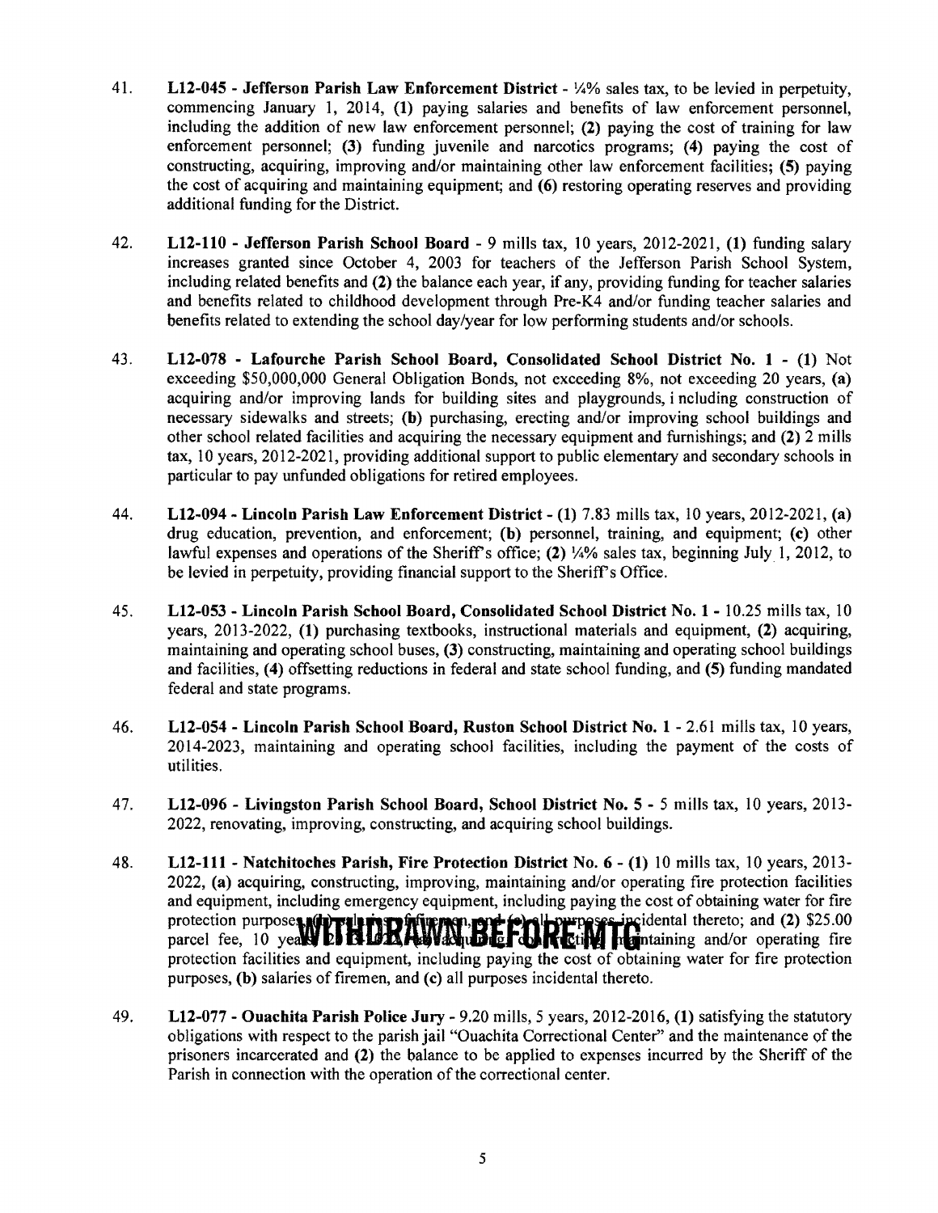41. **L12-045 - Jefferson Parish Law Enforcement District** - ¼% sales tax, to be levied in perpetuity, commencing January 1, 2014, **(1)** paying salaries and benefits of law enforcement personnel, including the addition of new law enforcement personnel; **(2)** paying the cost of training for law enforcement personnel; **(3)** funding juvenile and narcotics programs; **(4)** paying the cost of constructing, acquiring, improving and/or maintaining other law enforcement facilities; **(5)** paying the cost of acquiring and maintaining equipment; and **(6)** restoring operating reserves and providing additional funding for the District.

42. **L12-110 - Jefferson Parish School Board** - 9 mills tax, 10 years, 2012-2021, **(1)** funding salary increases granted since October 4, 2003 for teachers of the Jefferson Parish School System, including related benefits and **(2)** the balance each year, if any, providing funding for teacher salaries and benefits related to childhood development through Pre-K4 and/or funding teacher salaries and benefits related to extending the school day/year for low performing students and/or schools.

43. **L12-078 - Lafourche Parish School Board, Consolidated School District No. 1** - **(1)** Not exceeding $50,000,000 General Obligation Bonds, not exceeding 8%, not exceeding 20 years, **(a)** acquiring and/or improving lands for building sites and playgrounds, i ncluding construction of necessary sidewalks and streets; **(b)** purchasing, erecting and/or improving school buildings and other school related facilities and acquiring the necessary equipment and furnishings; and **(2)** 2 mills tax, 10 years, 2012-2021, providing additional support to public elementary and secondary schools in particular to pay unfunded obligations for retired employees.

44. **L12-094 - Lincoln Parish Law Enforcement District** - **(1)** 7.83 mills tax, 10 years, 2012-2021, **(a)** drug education, prevention, and enforcement; **(b)** personnel, training, and equipment; **(c)** other lawful expenses and operations of the Sheriff's office; **(2)** ¼% sales tax, beginning July 1, 2012, to be levied in perpetuity, providing financial support to the Sheriff's Office.

45. **L12-053 - Lincoln Parish School Board, Consolidated School District No. 1** - 10.25 mills tax, 10 years, 2013-2022, **(1)** purchasing textbooks, instructional materials and equipment, **(2)** acquiring, maintaining and operating school buses, **(3)** constructing, maintaining and operating school buildings and facilities, **(4)** offsetting reductions in federal and state school funding, and **(5)** funding mandated federal and state programs.

46. **L12-054 - Lincoln Parish School Board, Ruston School District No. 1** - 2.61 mills tax, 10 years, 2014-2023, maintaining and operating school facilities, including the payment of the costs of utilities.

47. **L12-096 - Livingston Parish School Board, School District No. 5** - 5 mills tax, 10 years, 2013-2022, renovating, improving, constructing, and acquiring school buildings.

48. **L12-111 - Natchitoches Parish, Fire Protection District No. 6** - **(1)** 10 mills tax, 10 years, 2013-2022, **(a)** acquiring, constructing, improving, maintaining and/or operating fire protection facilities and equipment, including emergency equipment, including paying the cost of obtaining water for fire protection purposes, **(b)** salaries of firemen, and **(c)** all purposes incidental thereto; and **(2)** $25.00 parcel fee, 10 years, 2013-2022, **(a)** acquiring, constructing, maintaining and/or operating fire protection facilities and equipment, including paying the cost of obtaining water for fire protection purposes, **(b)** salaries of firemen, and **(c)** all purposes incidental thereto.

    **WITHDRAWN BEFORE MTG**

49. **L12-077 - Ouachita Parish Police Jury** - 9.20 mills, 5 years, 2012-2016, **(1)** satisfying the statutory obligations with respect to the parish jail "Ouachita Correctional Center" and the maintenance of the prisoners incarcerated and **(2)** the balance to be applied to expenses incurred by the Sheriff of the Parish in connection with the operation of the correctional center.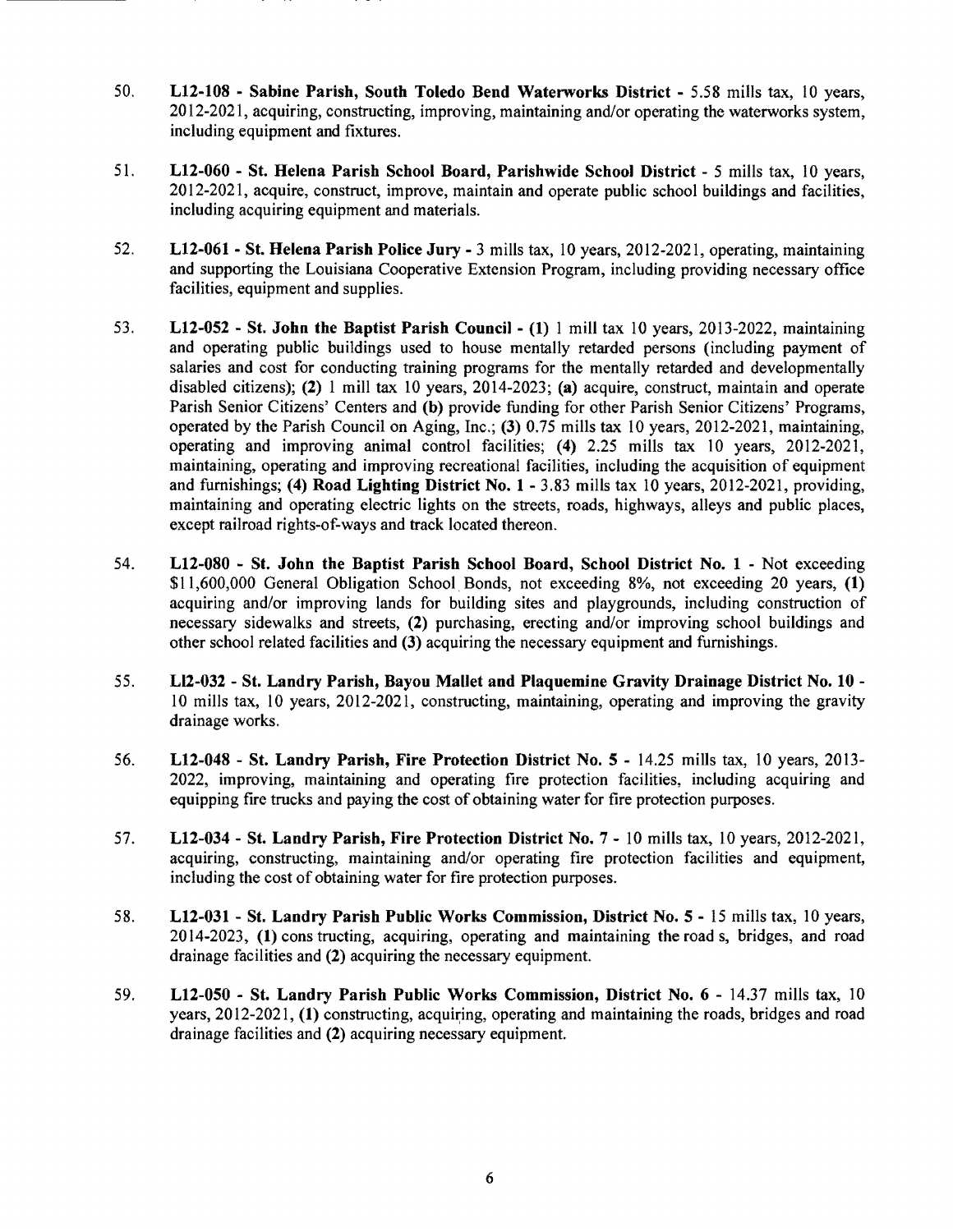50. **L12-108 - Sabine Parish, South Toledo Bend Waterworks District -** 5.58 mills tax, 10 years, 2012-2021, acquiring, constructing, improving, maintaining and/or operating the waterworks system, including equipment and fixtures.

51. **L12-060 - St. Helena Parish School Board, Parishwide School District -** 5 mills tax, 10 years, 2012-2021, acquire, construct, improve, maintain and operate public school buildings and facilities, including acquiring equipment and materials.

52. **L12-061 - St. Helena Parish Police Jury -** 3 mills tax, 10 years, 2012-2021, operating, maintaining and supporting the Louisiana Cooperative Extension Program, including providing necessary office facilities, equipment and supplies.

53. **L12-052 - St. John the Baptist Parish Council - (1)** 1 mill tax 10 years, 2013-2022, maintaining and operating public buildings used to house mentally retarded persons (including payment of salaries and cost for conducting training programs for the mentally retarded and developmentally disabled citizens); **(2)** 1 mill tax 10 years, 2014-2023; **(a)** acquire, construct, maintain and operate Parish Senior Citizens' Centers and **(b)** provide funding for other Parish Senior Citizens' Programs, operated by the Parish Council on Aging, Inc.; **(3)** 0.75 mills tax 10 years, 2012-2021, maintaining, operating and improving animal control facilities; **(4)** 2.25 mills tax 10 years, 2012-2021, maintaining, operating and improving recreational facilities, including the acquisition of equipment and furnishings; **(4) Road Lighting District No. 1 -** 3.83 mills tax 10 years, 2012-2021, providing, maintaining and operating electric lights on the streets, roads, highways, alleys and public places, except railroad rights-of-ways and track located thereon.

54. **L12-080 - St. John the Baptist Parish School Board, School District No. 1 -** Not exceeding $11,600,000 General Obligation School Bonds, not exceeding 8%, not exceeding 20 years, **(1)** acquiring and/or improving lands for building sites and playgrounds, including construction of necessary sidewalks and streets, **(2)** purchasing, erecting and/or improving school buildings and other school related facilities and **(3)** acquiring the necessary equipment and furnishings.

55. **Ll2-032 - St. Landry Parish, Bayou Mallet and Plaquemine Gravity Drainage District No. 10 -** 10 mills tax, 10 years, 2012-2021, constructing, maintaining, operating and improving the gravity drainage works.

56. **L12-048 - St. Landry Parish, Fire Protection District No. 5 -** 14.25 mills tax, 10 years, 2013-2022, improving, maintaining and operating fire protection facilities, including acquiring and equipping fire trucks and paying the cost of obtaining water for fire protection purposes.

57. **L12-034 - St. Landry Parish, Fire Protection District No. 7 -** 10 mills tax, 10 years, 2012-2021, acquiring, constructing, maintaining and/or operating fire protection facilities and equipment, including the cost of obtaining water for fire protection purposes.

58. **L12-031 - St. Landry Parish Public Works Commission, District No. 5 -** 15 mills tax, 10 years, 2014-2023, **(1)** cons tructing, acquiring, operating and maintaining the road s, bridges, and road drainage facilities and **(2)** acquiring the necessary equipment.

59. **L12-050 - St. Landry Parish Public Works Commission, District No. 6 -** 14.37 mills tax, 10 years, 2012-2021, **(1)** constructing, acquiring, operating and maintaining the roads, bridges and road drainage facilities and **(2)** acquiring necessary equipment.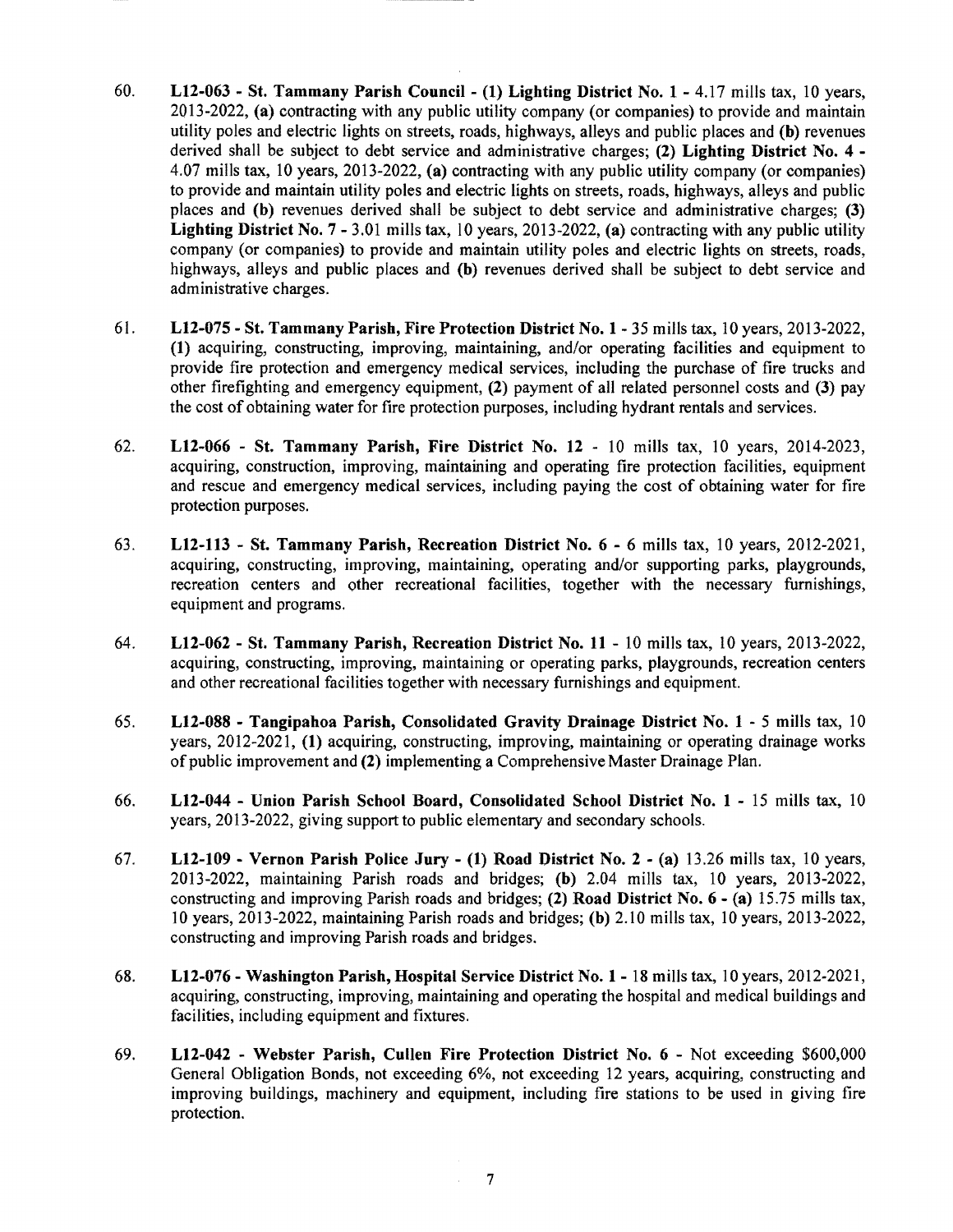60. **L12-063 - St. Tammany Parish Council - (1) Lighting District No. 1 -** 4.17 mills tax, 10 years, 2013-2022, **(a)** contracting with any public utility company (or companies) to provide and maintain utility poles and electric lights on streets, roads, highways, alleys and public places and **(b)** revenues derived shall be subject to debt service and administrative charges; **(2) Lighting District No. 4 -** 4.07 mills tax, 10 years, 2013-2022, **(a)** contracting with any public utility company (or companies) to provide and maintain utility poles and electric lights on streets, roads, highways, alleys and public places and **(b)** revenues derived shall be subject to debt service and administrative charges; **(3) Lighting District No. 7 -** 3.01 mills tax, 10 years, 2013-2022, **(a)** contracting with any public utility company (or companies) to provide and maintain utility poles and electric lights on streets, roads, highways, alleys and public places and **(b)** revenues derived shall be subject to debt service and administrative charges.

61. **L12-075 - St. Tammany Parish, Fire Protection District No. 1 -** 35 mills tax, 10 years, 2013-2022, **(1)** acquiring, constructing, improving, maintaining, and/or operating facilities and equipment to provide fire protection and emergency medical services, including the purchase of fire trucks and other firefighting and emergency equipment, **(2)** payment of all related personnel costs and **(3)** pay the cost of obtaining water for fire protection purposes, including hydrant rentals and services.

62. **L12-066 - St. Tammany Parish, Fire District No. 12 -** 10 mills tax, 10 years, 2014-2023, acquiring, construction, improving, maintaining and operating fire protection facilities, equipment and rescue and emergency medical services, including paying the cost of obtaining water for fire protection purposes.

63. **L12-113 - St. Tammany Parish, Recreation District No. 6 -** 6 mills tax, 10 years, 2012-2021, acquiring, constructing, improving, maintaining, operating and/or supporting parks, playgrounds, recreation centers and other recreational facilities, together with the necessary furnishings, equipment and programs.

64. **L12-062 - St. Tammany Parish, Recreation District No. 11 -** 10 mills tax, 10 years, 2013-2022, acquiring, constructing, improving, maintaining or operating parks, playgrounds, recreation centers and other recreational facilities together with necessary furnishings and equipment.

65. **L12-088 - Tangipahoa Parish, Consolidated Gravity Drainage District No. 1 -** 5 mills tax, 10 years, 2012-2021, **(1)** acquiring, constructing, improving, maintaining or operating drainage works of public improvement and **(2)** implementing a Comprehensive Master Drainage Plan.

66. **L12-044 - Union Parish School Board, Consolidated School District No. 1 -** 15 mills tax, 10 years, 2013-2022, giving support to public elementary and secondary schools.

67. **L12-109 - Vernon Parish Police Jury - (1) Road District No. 2 - (a)** 13.26 mills tax, 10 years, 2013-2022, maintaining Parish roads and bridges; **(b)** 2.04 mills tax, 10 years, 2013-2022, constructing and improving Parish roads and bridges; **(2) Road District No. 6 - (a)** 15.75 mills tax, 10 years, 2013-2022, maintaining Parish roads and bridges; **(b)** 2.10 mills tax, 10 years, 2013-2022, constructing and improving Parish roads and bridges.

68. **L12-076 - Washington Parish, Hospital Service District No. 1 -** 18 mills tax, 10 years, 2012-2021, acquiring, constructing, improving, maintaining and operating the hospital and medical buildings and facilities, including equipment and fixtures.

69. **L12-042 - Webster Parish, Cullen Fire Protection District No. 6 -** Not exceeding $600,000 General Obligation Bonds, not exceeding 6%, not exceeding 12 years, acquiring, constructing and improving buildings, machinery and equipment, including fire stations to be used in giving fire protection.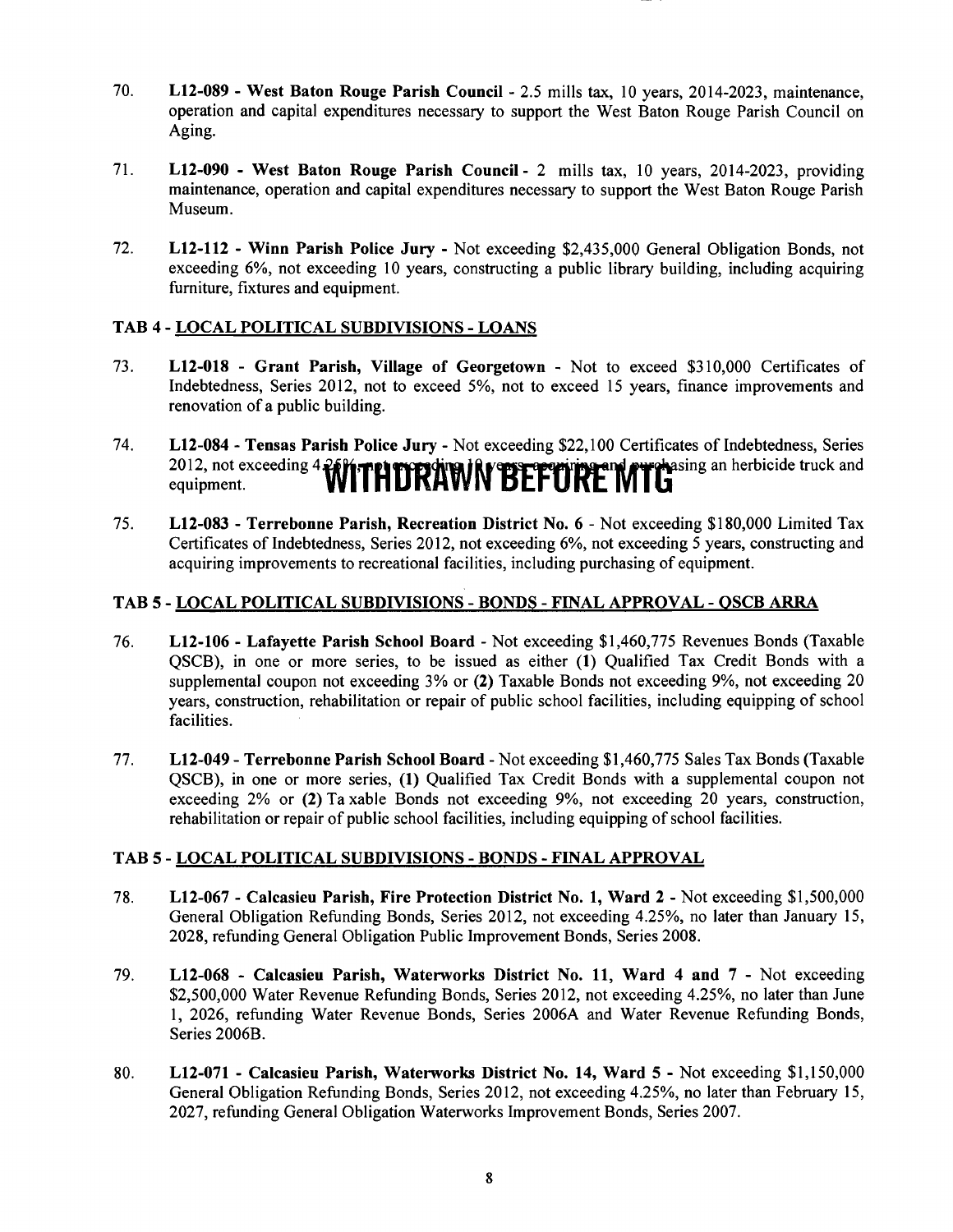70. **L12-089 - West Baton Rouge Parish Council** - 2.5 mills tax, 10 years, 2014-2023, maintenance, operation and capital expenditures necessary to support the West Baton Rouge Parish Council on Aging.

71. **L12-090 - West Baton Rouge Parish Council** - 2 mills tax, 10 years, 2014-2023, providing maintenance, operation and capital expenditures necessary to support the West Baton Rouge Parish Museum.

72. **L12-112 - Winn Parish Police Jury** - Not exceeding $2,435,000 General Obligation Bonds, not exceeding 6%, not exceeding 10 years, constructing a public library building, including acquiring furniture, fixtures and equipment.

**TAB 4 - LOCAL POLITICAL SUBDIVISIONS - LOANS**

73. **L12-018 - Grant Parish, Village of Georgetown** - Not to exceed $310,000 Certificates of Indebtedness, Series 2012, not to exceed 5%, not to exceed 15 years, finance improvements and renovation of a public building.

74. **L12-084 - Tensas Parish Police Jury** - Not exceeding $22,100 Certificates of Indebtedness, Series 2012, not exceeding 4.25%, not exceeding 10 years, acquiring and purchasing an herbicide truck and equipment. **WITHDRAWN BEFORE MTG**

75. **L12-083 - Terrebonne Parish, Recreation District No. 6** - Not exceeding $180,000 Limited Tax Certificates of Indebtedness, Series 2012, not exceeding 6%, not exceeding 5 years, constructing and acquiring improvements to recreational facilities, including purchasing of equipment.

**TAB 5 - LOCAL POLITICAL SUBDIVISIONS - BONDS - FINAL APPROVAL - QSCB ARRA**

76. **L12-106 - Lafayette Parish School Board** - Not exceeding $1,460,775 Revenues Bonds (Taxable QSCB), in one or more series, to be issued as either **(1)** Qualified Tax Credit Bonds with a supplemental coupon not exceeding 3% or **(2)** Taxable Bonds not exceeding 9%, not exceeding 20 years, construction, rehabilitation or repair of public school facilities, including equipping of school facilities.

77. **L12-049 - Terrebonne Parish School Board** - Not exceeding $1,460,775 Sales Tax Bonds (Taxable QSCB), in one or more series, **(1)** Qualified Tax Credit Bonds with a supplemental coupon not exceeding 2% or **(2)** Ta xable Bonds not exceeding 9%, not exceeding 20 years, construction, rehabilitation or repair of public school facilities, including equipping of school facilities.

**TAB 5 - LOCAL POLITICAL SUBDIVISIONS - BONDS - FINAL APPROVAL**

78. **L12-067 - Calcasieu Parish, Fire Protection District No. 1, Ward 2** - Not exceeding $1,500,000 General Obligation Refunding Bonds, Series 2012, not exceeding 4.25%, no later than January 15, 2028, refunding General Obligation Public Improvement Bonds, Series 2008.

79. **L12-068 - Calcasieu Parish, Waterworks District No. 11, Ward 4 and 7** - Not exceeding $2,500,000 Water Revenue Refunding Bonds, Series 2012, not exceeding 4.25%, no later than June 1, 2026, refunding Water Revenue Bonds, Series 2006A and Water Revenue Refunding Bonds, Series 2006B.

80. **L12-071 - Calcasieu Parish, Waterworks District No. 14, Ward 5** - Not exceeding $1,150,000 General Obligation Refunding Bonds, Series 2012, not exceeding 4.25%, no later than February 15, 2027, refunding General Obligation Waterworks Improvement Bonds, Series 2007.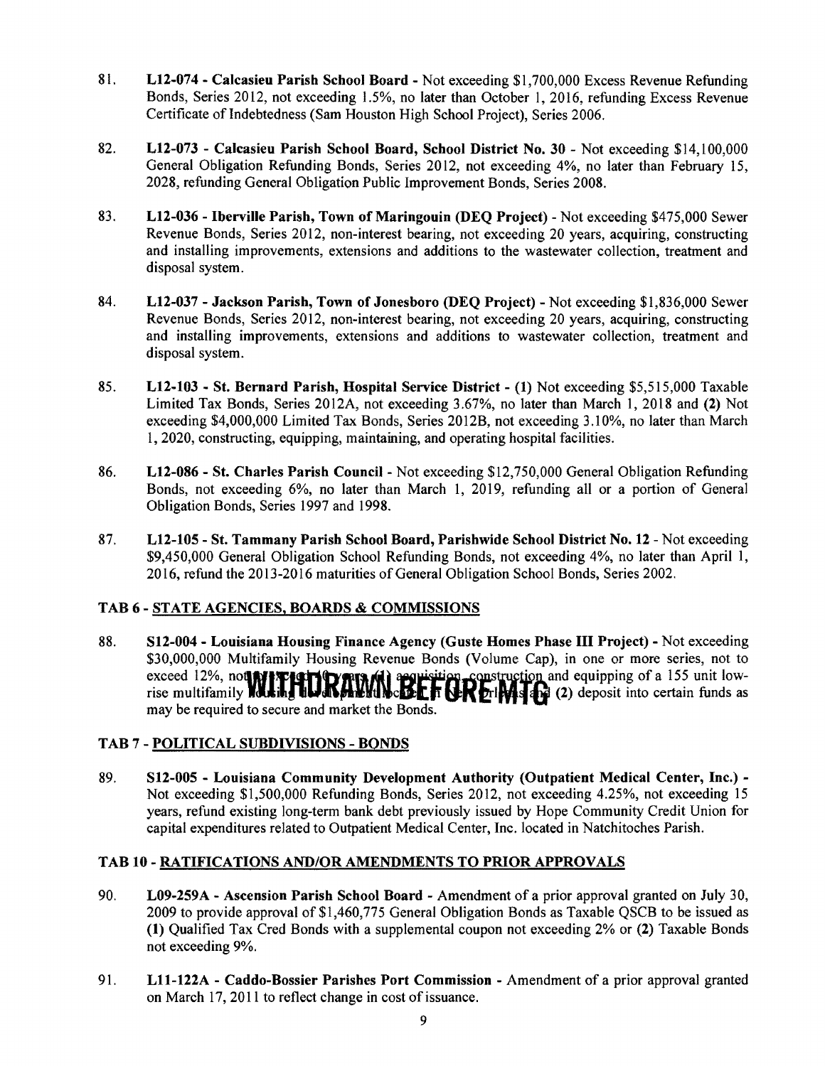81. **L12-074 - Calcasieu Parish School Board -** Not exceeding $1,700,000 Excess Revenue Refunding Bonds, Series 2012, not exceeding 1.5%, no later than October 1, 2016, refunding Excess Revenue Certificate of Indebtedness (Sam Houston High School Project), Series 2006.

82. **L12-073 - Calcasieu Parish School Board, School District No. 30 -** Not exceeding $14,100,000 General Obligation Refunding Bonds, Series 2012, not exceeding 4%, no later than February 15, 2028, refunding General Obligation Public Improvement Bonds, Series 2008.

83. **L12-036 - Iberville Parish, Town of Maringouin (DEQ Project) -** Not exceeding $475,000 Sewer Revenue Bonds, Series 2012, non-interest bearing, not exceeding 20 years, acquiring, constructing and installing improvements, extensions and additions to the wastewater collection, treatment and disposal system.

84. **L12-037 - Jackson Parish, Town of Jonesboro (DEQ Project) -** Not exceeding $1,836,000 Sewer Revenue Bonds, Series 2012, non-interest bearing, not exceeding 20 years, acquiring, constructing and installing improvements, extensions and additions to wastewater collection, treatment and disposal system.

85. **L12-103 - St. Bernard Parish, Hospital Service District - (1)** Not exceeding $5,515,000 Taxable Limited Tax Bonds, Series 2012A, not exceeding 3.67%, no later than March 1, 2018 and **(2)** Not exceeding $4,000,000 Limited Tax Bonds, Series 2012B, not exceeding 3.10%, no later than March 1, 2020, constructing, equipping, maintaining, and operating hospital facilities.

86. **L12-086 - St. Charles Parish Council -** Not exceeding $12,750,000 General Obligation Refunding Bonds, not exceeding 6%, no later than March 1, 2019, refunding all or a portion of General Obligation Bonds, Series 1997 and 1998.

87. **L12-105 - St. Tammany Parish School Board, Parishwide School District No. 12 -** Not exceeding $9,450,000 General Obligation School Refunding Bonds, not exceeding 4%, no later than April 1, 2016, refund the 2013-2016 maturities of General Obligation School Bonds, Series 2002.

## TAB 6 - STATE AGENCIES, BOARDS & COMMISSIONS

88. **S12-004 - Louisiana Housing Finance Agency (Guste Homes Phase III Project) -** Not exceeding $30,000,000 Multifamily Housing Revenue Bonds (Volume Cap), in one or more series, not to exceed 12%, not exceeding 40 years, **(1)** acquisition, construction and equipping of a 155 unit low-rise multifamily housing development located in New Orleans and **(2)** deposit into certain funds as may be required to secure and market the Bonds. **WITHDRAWN BEFORE MTG**

## TAB 7 - POLITICAL SUBDIVISIONS - BONDS

89. **S12-005 - Louisiana Community Development Authority (Outpatient Medical Center, Inc.) -** Not exceeding $1,500,000 Refunding Bonds, Series 2012, not exceeding 4.25%, not exceeding 15 years, refund existing long-term bank debt previously issued by Hope Community Credit Union for capital expenditures related to Outpatient Medical Center, Inc. located in Natchitoches Parish.

## TAB 10 - RATIFICATIONS AND/OR AMENDMENTS TO PRIOR APPROVALS

90. **L09-259A - Ascension Parish School Board -** Amendment of a prior approval granted on July 30, 2009 to provide approval of $1,460,775 General Obligation Bonds as Taxable QSCB to be issued as **(1)** Qualified Tax Cred Bonds with a supplemental coupon not exceeding 2% or **(2)** Taxable Bonds not exceeding 9%.

91. **L11-122A - Caddo-Bossier Parishes Port Commission -** Amendment of a prior approval granted on March 17, 2011 to reflect change in cost of issuance.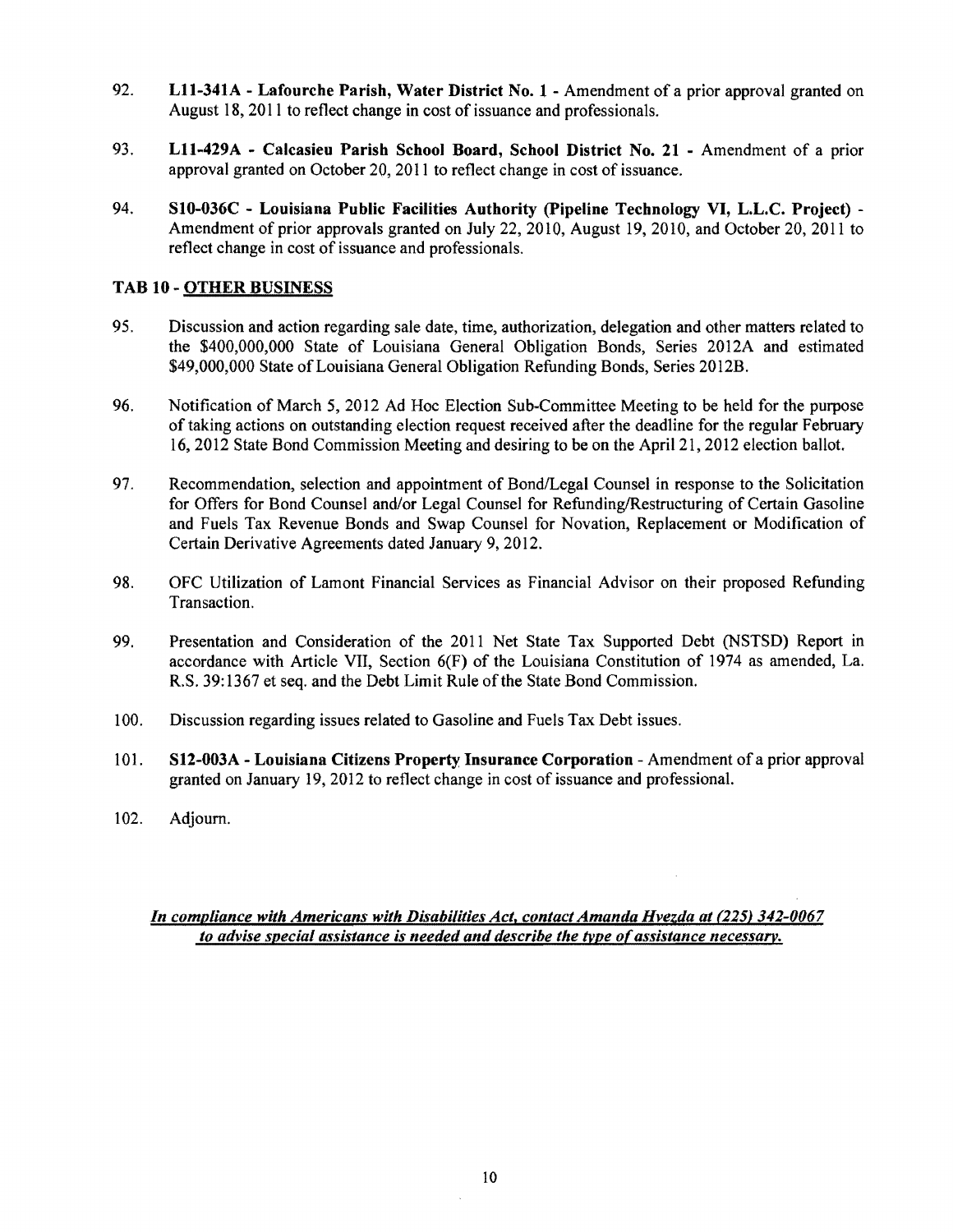92. **L11-341A - Lafourche Parish, Water District No. 1** - Amendment of a prior approval granted on August 18, 2011 to reflect change in cost of issuance and professionals.

93. **L11-429A - Calcasieu Parish School Board, School District No. 21** - Amendment of a prior approval granted on October 20, 2011 to reflect change in cost of issuance.

94. **S10-036C - Louisiana Public Facilities Authority (Pipeline Technology VI, L.L.C. Project)** - Amendment of prior approvals granted on July 22, 2010, August 19, 2010, and October 20, 2011 to reflect change in cost of issuance and professionals.

## TAB 10 - OTHER BUSINESS

95. Discussion and action regarding sale date, time, authorization, delegation and other matters related to the $400,000,000 State of Louisiana General Obligation Bonds, Series 2012A and estimated $49,000,000 State of Louisiana General Obligation Refunding Bonds, Series 2012B.

96. Notification of March 5, 2012 Ad Hoc Election Sub-Committee Meeting to be held for the purpose of taking actions on outstanding election request received after the deadline for the regular February 16, 2012 State Bond Commission Meeting and desiring to be on the April 21, 2012 election ballot.

97. Recommendation, selection and appointment of Bond/Legal Counsel in response to the Solicitation for Offers for Bond Counsel and/or Legal Counsel for Refunding/Restructuring of Certain Gasoline and Fuels Tax Revenue Bonds and Swap Counsel for Novation, Replacement or Modification of Certain Derivative Agreements dated January 9, 2012.

98. OFC Utilization of Lamont Financial Services as Financial Advisor on their proposed Refunding Transaction.

99. Presentation and Consideration of the 2011 Net State Tax Supported Debt (NSTSD) Report in accordance with Article VII, Section 6(F) of the Louisiana Constitution of 1974 as amended, La. R.S. 39:1367 et seq. and the Debt Limit Rule of the State Bond Commission.

100. Discussion regarding issues related to Gasoline and Fuels Tax Debt issues.

101. **S12-003A - Louisiana Citizens Property Insurance Corporation** - Amendment of a prior approval granted on January 19, 2012 to reflect change in cost of issuance and professional.

102. Adjourn.

***In compliance with Americans with Disabilities Act, contact Amanda Hvezda at (225) 342-0067 to advise special assistance is needed and describe the type of assistance necessary.***